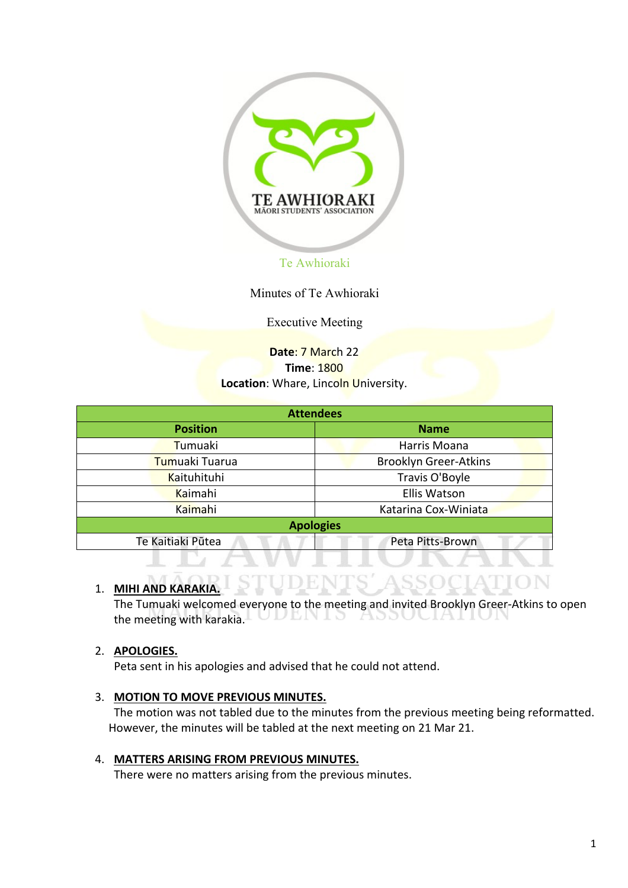Te Awhioraki

Minutes of Te Awhioraki

Executive Meeting

**Date**: 7 March 22
**Time**: 1800
**Location**: Whare, Lincoln University.

| Attendees | |
|---|---|
| **Position** | **Name** |
| Tumuaki | Harris Moana |
| Tumuaki Tuarua | Brooklyn Greer-Atkins |
| Kaituhituhi | Travis O'Boyle |
| Kaimahi | Ellis Watson |
| Kaimahi | Katarina Cox-Winiata |
| **Apologies** | |
| Te Kaitiaki Pūtea | Peta Pitts-Brown |

1. **MIHI AND KARAKIA.**
   The Tumuaki welcomed everyone to the meeting and invited Brooklyn Greer-Atkins to open the meeting with karakia.

2. **APOLOGIES.**
   Peta sent in his apologies and advised that he could not attend.

3. **MOTION TO MOVE PREVIOUS MINUTES.**
   The motion was not tabled due to the minutes from the previous meeting being reformatted. However, the minutes will be tabled at the next meeting on 21 Mar 21.

4. **MATTERS ARISING FROM PREVIOUS MINUTES.**
   There were no matters arising from the previous minutes.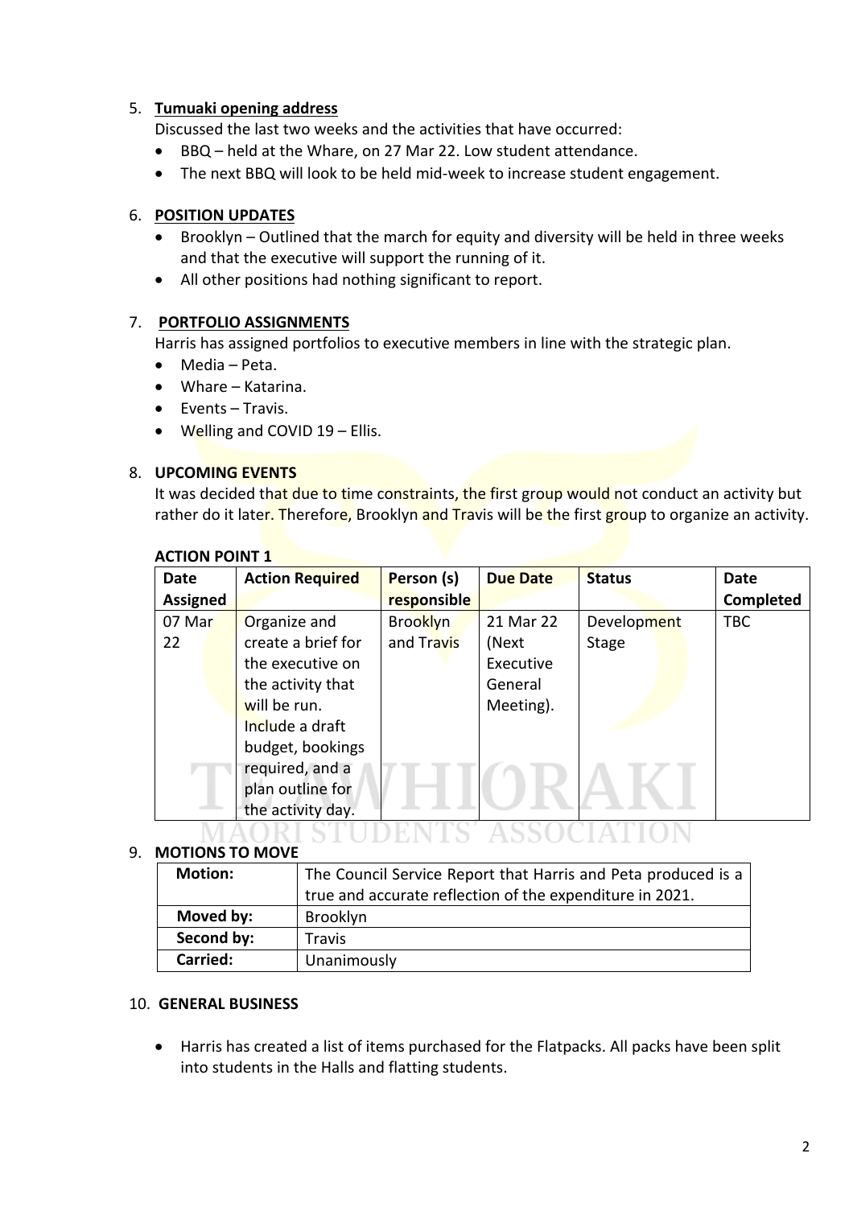5. **Tumuaki opening address**

   Discussed the last two weeks and the activities that have occurred:

   - BBQ – held at the Whare, on 27 Mar 22. Low student attendance.
   - The next BBQ will look to be held mid-week to increase student engagement.

6. **POSITION UPDATES**

   - Brooklyn – Outlined that the march for equity and diversity will be held in three weeks and that the executive will support the running of it.
   - All other positions had nothing significant to report.

7. **PORTFOLIO ASSIGNMENTS**

   Harris has assigned portfolios to executive members in line with the strategic plan.

   - Media – Peta.
   - Whare – Katarina.
   - Events – Travis.
   - Welling and COVID 19 – Ellis.

8. **UPCOMING EVENTS**

   It was decided that due to time constraints, the first group would not conduct an activity but rather do it later. Therefore, Brooklyn and Travis will be the first group to organize an activity.

**ACTION POINT 1**

| Date Assigned | Action Required | Person (s) responsible | Due Date | Status | Date Completed |
|---|---|---|---|---|---|
| 07 Mar 22 | Organize and create a brief for the executive on the activity that will be run. Include a draft budget, bookings required, and a plan outline for the activity day. | Brooklyn and Travis | 21 Mar 22 (Next Executive General Meeting). | Development Stage | TBC |

9. **MOTIONS TO MOVE**

| **Motion:** | The Council Service Report that Harris and Peta produced is a true and accurate reflection of the expenditure in 2021. |
|---|---|
| **Moved by:** | Brooklyn |
| **Second by:** | Travis |
| **Carried:** | Unanimously |

10. **GENERAL BUSINESS**

   - Harris has created a list of items purchased for the Flatpacks. All packs have been split into students in the Halls and flatting students.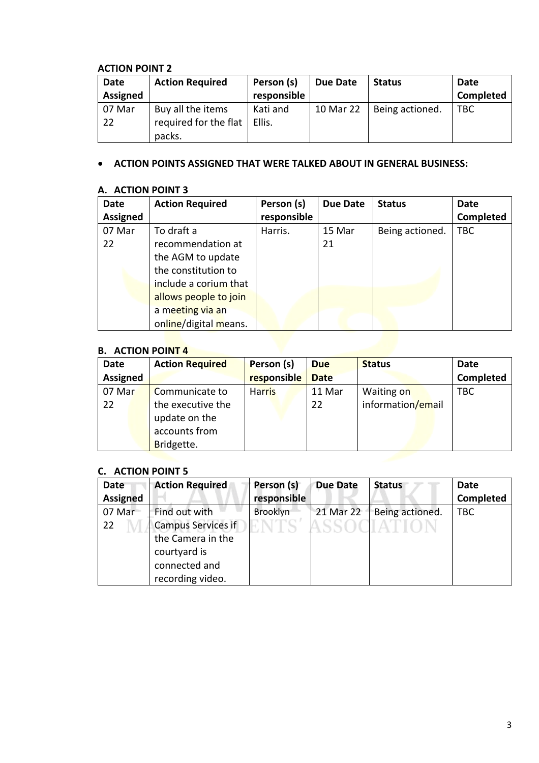**ACTION POINT 2**

| Date Assigned | Action Required | Person (s) responsible | Due Date | Status | Date Completed |
|---|---|---|---|---|---|
| 07 Mar 22 | Buy all the items required for the flat packs. | Kati and Ellis. | 10 Mar 22 | Being actioned. | TBC |

- **ACTION POINTS ASSIGNED THAT WERE TALKED ABOUT IN GENERAL BUSINESS:**

**A. ACTION POINT 3**

| Date Assigned | Action Required | Person (s) responsible | Due Date | Status | Date Completed |
|---|---|---|---|---|---|
| 07 Mar 22 | To draft a recommendation at the AGM to update the constitution to include a corium that allows people to join a meeting via an online/digital means. | Harris. | 15 Mar 21 | Being actioned. | TBC |

**B. ACTION POINT 4**

| Date Assigned | Action Required | Person (s) responsible | Due Date | Status | Date Completed |
|---|---|---|---|---|---|
| 07 Mar 22 | Communicate to the executive the update on the accounts from Bridgette. | Harris | 11 Mar 22 | Waiting on information/email | TBC |

**C. ACTION POINT 5**

| Date Assigned | Action Required | Person (s) responsible | Due Date | Status | Date Completed |
|---|---|---|---|---|---|
| 07 Mar 22 | Find out with Campus Services if the Camera in the courtyard is connected and recording video. | Brooklyn | 21 Mar 22 | Being actioned. | TBC |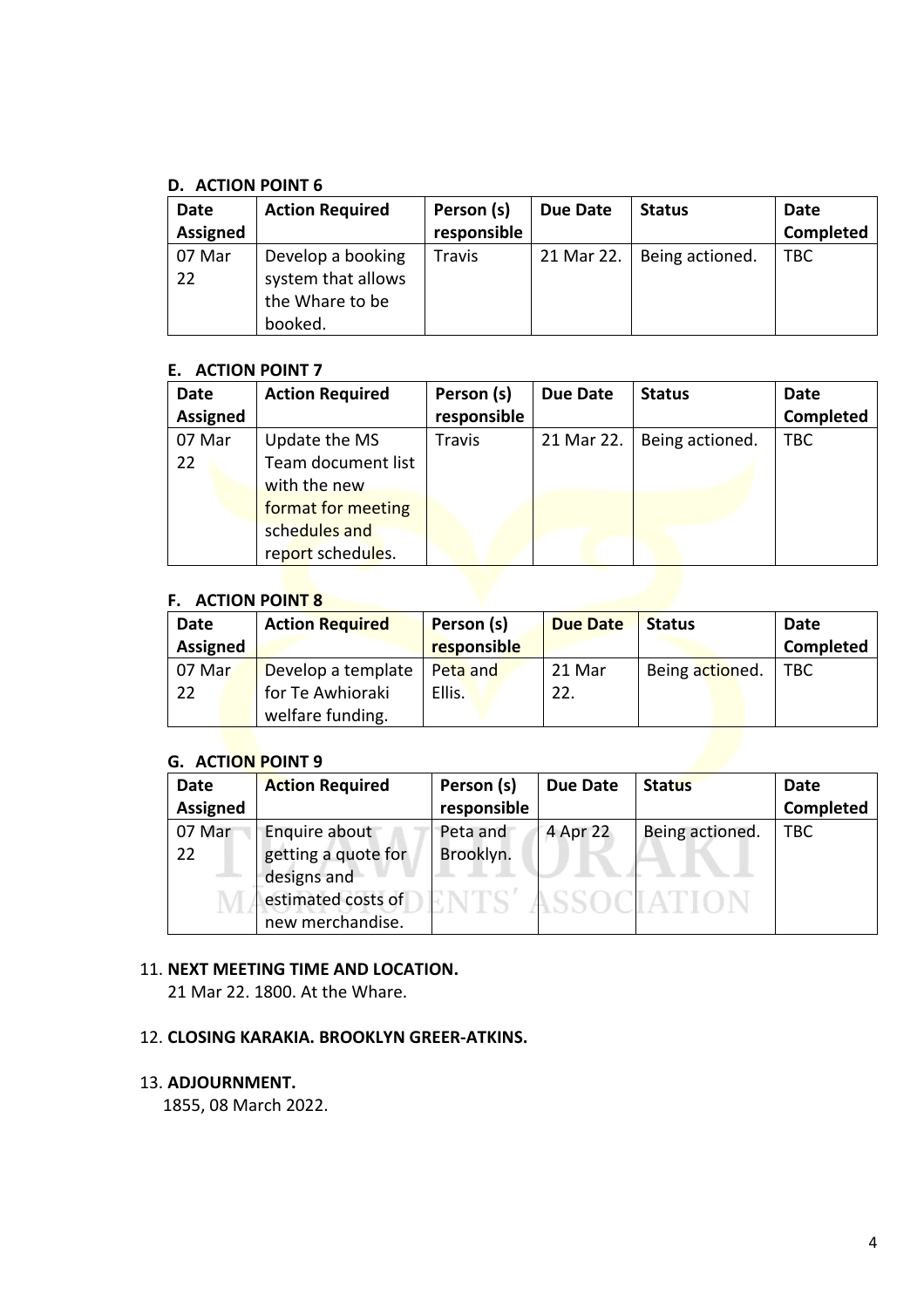### D. ACTION POINT 6

| Date Assigned | Action Required | Person (s) responsible | Due Date | Status | Date Completed |
|---|---|---|---|---|---|
| 07 Mar 22 | Develop a booking system that allows the Whare to be booked. | Travis | 21 Mar 22. | Being actioned. | TBC |

### E. ACTION POINT 7

| Date Assigned | Action Required | Person (s) responsible | Due Date | Status | Date Completed |
|---|---|---|---|---|---|
| 07 Mar 22 | Update the MS Team document list with the new format for meeting schedules and report schedules. | Travis | 21 Mar 22. | Being actioned. | TBC |

### F. ACTION POINT 8

| Date Assigned | Action Required | Person (s) responsible | Due Date | Status | Date Completed |
|---|---|---|---|---|---|
| 07 Mar 22 | Develop a template for Te Awhioraki welfare funding. | Peta and Ellis. | 21 Mar 22. | Being actioned. | TBC |

### G. ACTION POINT 9

| Date Assigned | Action Required | Person (s) responsible | Due Date | Status | Date Completed |
|---|---|---|---|---|---|
| 07 Mar 22 | Enquire about getting a quote for designs and estimated costs of new merchandise. | Peta and Brooklyn. | 4 Apr 22 | Being actioned. | TBC |

11. **NEXT MEETING TIME AND LOCATION.**
    21 Mar 22. 1800. At the Whare.

12. **CLOSING KARAKIA. BROOKLYN GREER-ATKINS.**

13. **ADJOURNMENT.**
    1855, 08 March 2022.